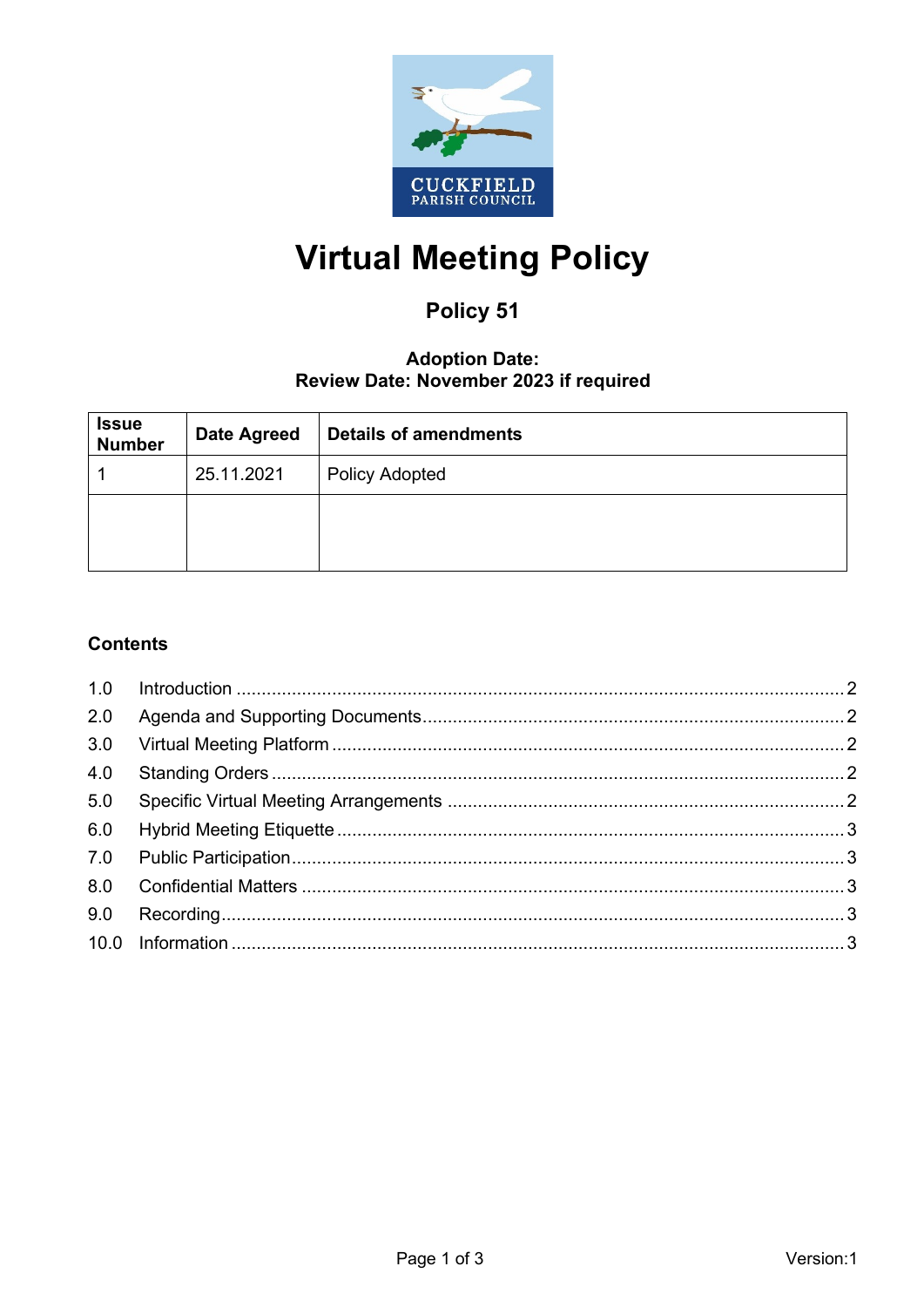CUCKFIELD
PARISH COUNCIL

# Virtual Meeting Policy

## Policy 51

**Adoption Date:**
**Review Date: November 2023 if required**

| Issue Number | Date Agreed | Details of amendments |
|---|---|---|
| 1 | 25.11.2021 | Policy Adopted |
| | | |

### Contents

1.0 Introduction ........ 2
2.0 Agenda and Supporting Documents ........ 2
3.0 Virtual Meeting Platform ........ 2
4.0 Standing Orders ........ 2
5.0 Specific Virtual Meeting Arrangements ........ 2
6.0 Hybrid Meeting Etiquette ........ 3
7.0 Public Participation ........ 3
8.0 Confidential Matters ........ 3
9.0 Recording ........ 3
10.0 Information ........ 3

Version:1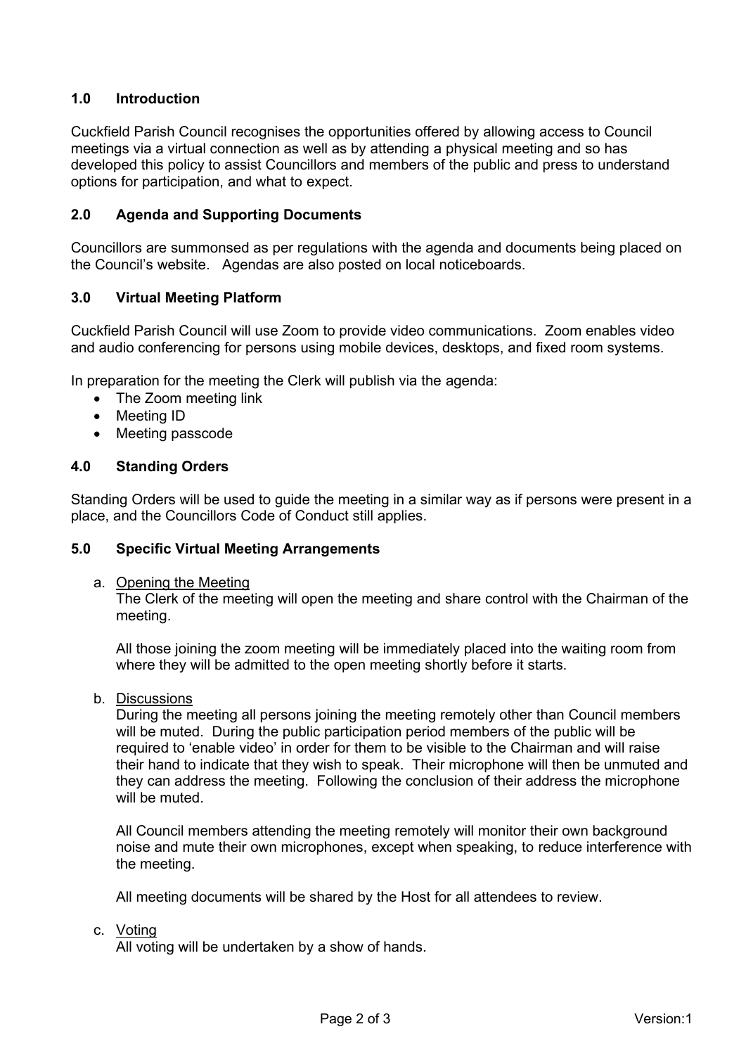## 1.0 Introduction

Cuckfield Parish Council recognises the opportunities offered by allowing access to Council meetings via a virtual connection as well as by attending a physical meeting and so has developed this policy to assist Councillors and members of the public and press to understand options for participation, and what to expect.

## 2.0 Agenda and Supporting Documents

Councillors are summonsed as per regulations with the agenda and documents being placed on the Council's website. Agendas are also posted on local noticeboards.

## 3.0 Virtual Meeting Platform

Cuckfield Parish Council will use Zoom to provide video communications. Zoom enables video and audio conferencing for persons using mobile devices, desktops, and fixed room systems.

In preparation for the meeting the Clerk will publish via the agenda:

- The Zoom meeting link
- Meeting ID
- Meeting passcode

## 4.0 Standing Orders

Standing Orders will be used to guide the meeting in a similar way as if persons were present in a place, and the Councillors Code of Conduct still applies.

## 5.0 Specific Virtual Meeting Arrangements

a. Opening the Meeting

The Clerk of the meeting will open the meeting and share control with the Chairman of the meeting.

All those joining the zoom meeting will be immediately placed into the waiting room from where they will be admitted to the open meeting shortly before it starts.

b. Discussions

During the meeting all persons joining the meeting remotely other than Council members will be muted. During the public participation period members of the public will be required to 'enable video' in order for them to be visible to the Chairman and will raise their hand to indicate that they wish to speak. Their microphone will then be unmuted and they can address the meeting. Following the conclusion of their address the microphone will be muted.

All Council members attending the meeting remotely will monitor their own background noise and mute their own microphones, except when speaking, to reduce interference with the meeting.

All meeting documents will be shared by the Host for all attendees to review.

c. Voting

All voting will be undertaken by a show of hands.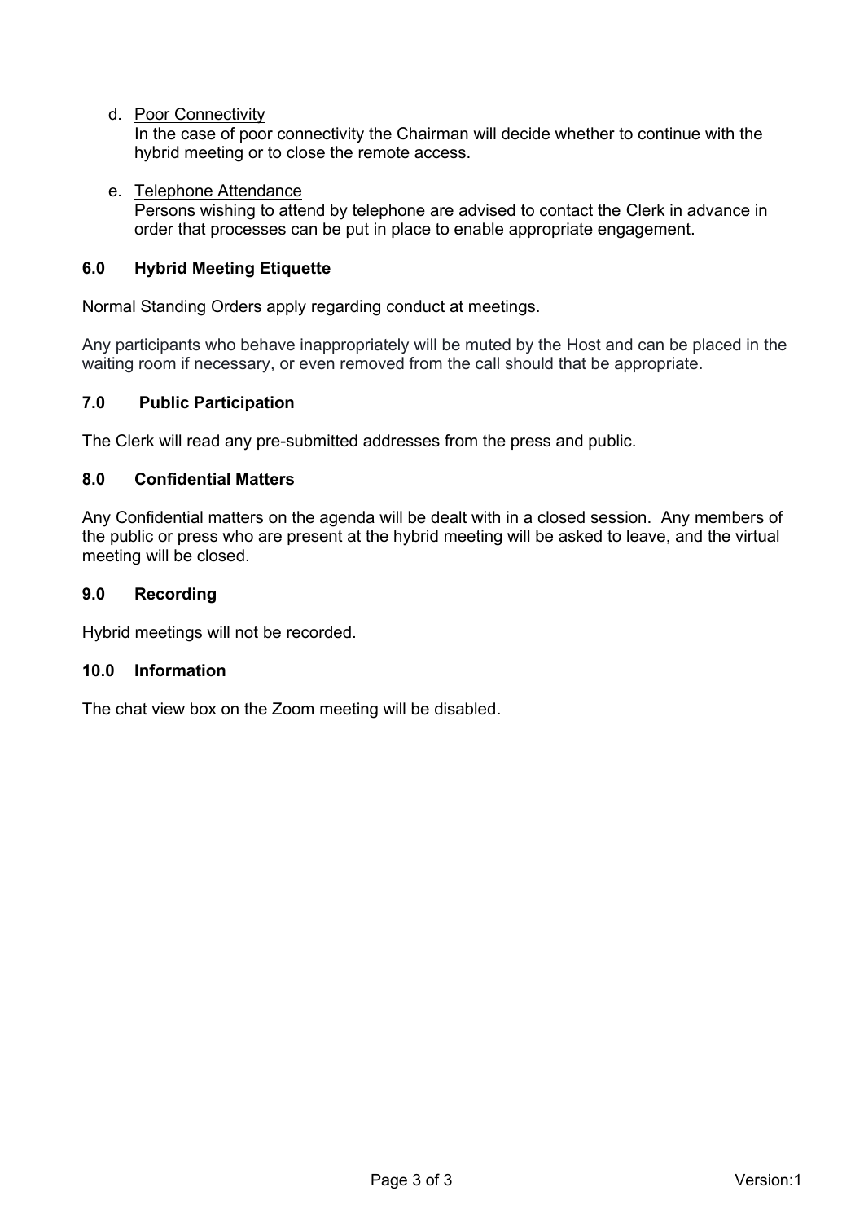d. <u>Poor Connectivity</u>
   In the case of poor connectivity the Chairman will decide whether to continue with the hybrid meeting or to close the remote access.

e. <u>Telephone Attendance</u>
   Persons wishing to attend by telephone are advised to contact the Clerk in advance in order that processes can be put in place to enable appropriate engagement.

### 6.0 Hybrid Meeting Etiquette

Normal Standing Orders apply regarding conduct at meetings.

Any participants who behave inappropriately will be muted by the Host and can be placed in the waiting room if necessary, or even removed from the call should that be appropriate.

### 7.0 Public Participation

The Clerk will read any pre-submitted addresses from the press and public.

### 8.0 Confidential Matters

Any Confidential matters on the agenda will be dealt with in a closed session. Any members of the public or press who are present at the hybrid meeting will be asked to leave, and the virtual meeting will be closed.

### 9.0 Recording

Hybrid meetings will not be recorded.

### 10.0 Information

The chat view box on the Zoom meeting will be disabled.